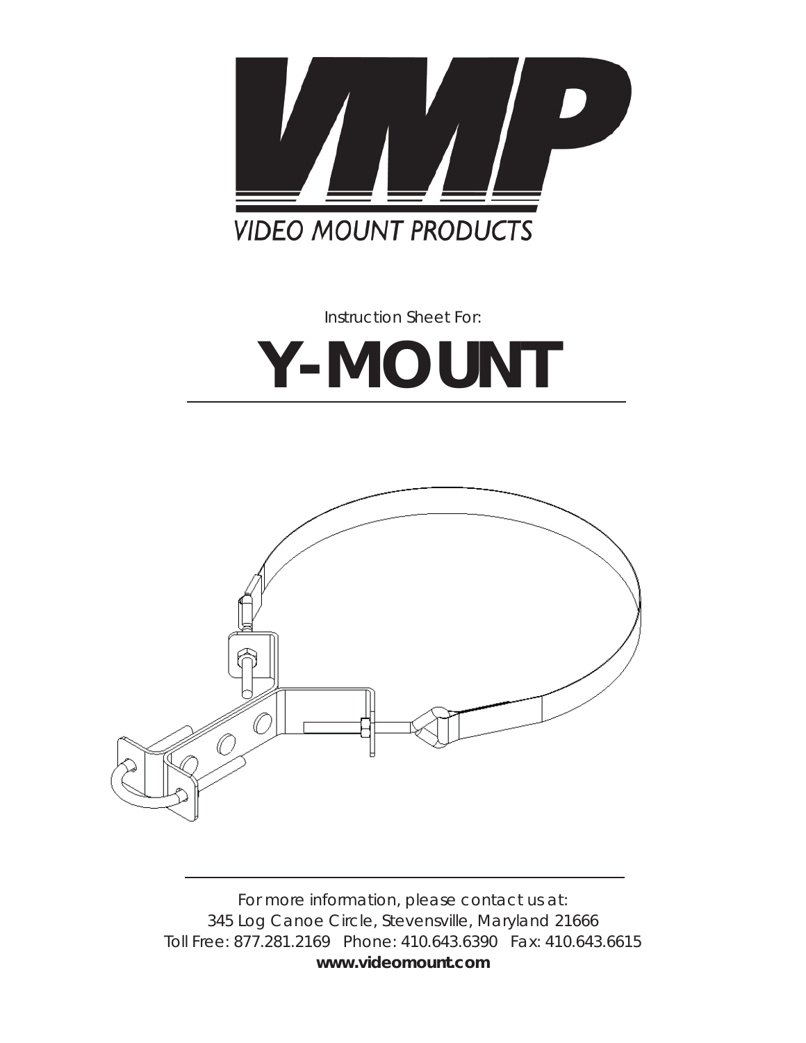VMP

VIDEO MOUNT PRODUCTS

Instruction Sheet For:

# Y-MOUNT

For more information, please contact us at:
345 Log Canoe Circle, Stevensville, Maryland 21666
Toll Free: 877.281.2169   Phone: 410.643.6390   Fax: 410.643.6615
**www.videomount.com**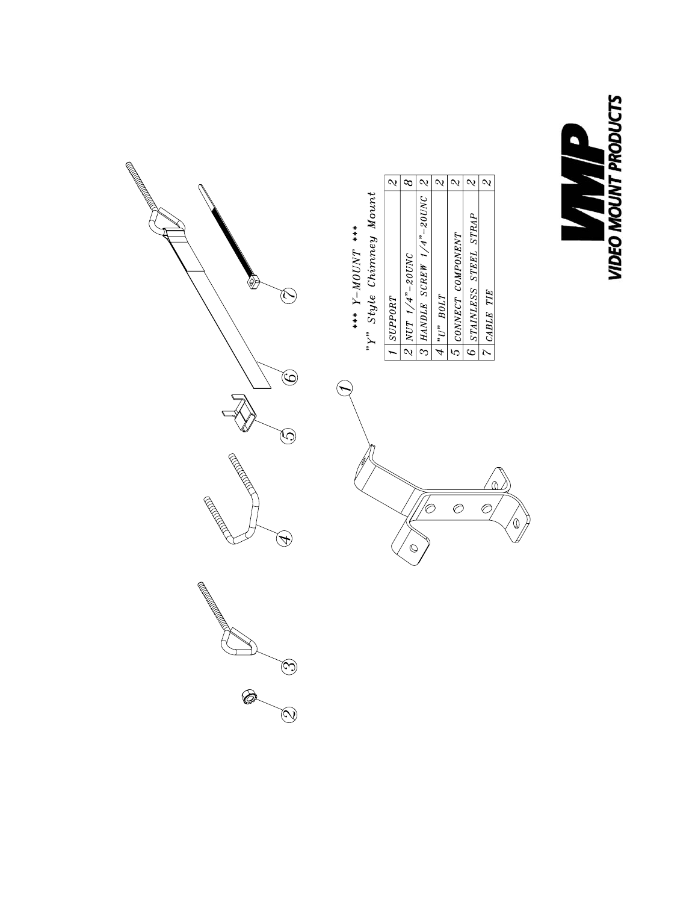# *** Y-MOUNT ***

## "Y" Style Chimney Mount

| | | |
|---|---|---|
| 1 | SUPPORT | 2 |
| 2 | NUT 1/4"-20UNC | 8 |
| 3 | HANDLE SCREW 1/4"-20UNC | 2 |
| 4 | "U" BOLT | 2 |
| 5 | CONNECT COMPONENT | 2 |
| 6 | STAINLESS STEEL STRAP | 2 |
| 7 | CABLE TIE | 2 |

VMP VIDEO MOUNT PRODUCTS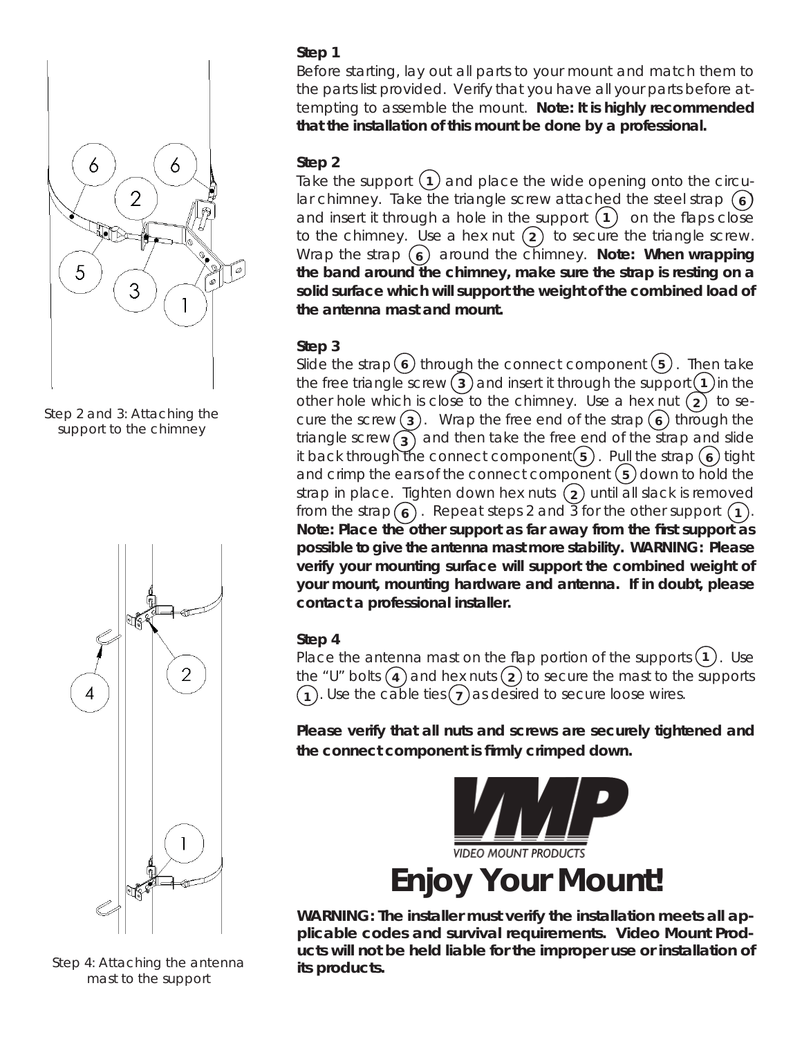Step 2 and 3: Attaching the support to the chimney

Step 4: Attaching the antenna mast to the support

**Step 1**

Before starting, lay out all parts to your mount and match them to the parts list provided. Verify that you have all your parts before attempting to assemble the mount. **Note: It is highly recommended that the installation of this mount be done by a professional.**

**Step 2**

Take the support (1) and place the wide opening onto the circular chimney. Take the triangle screw attached the steel strap (6) and insert it through a hole in the support (1) on the flaps close to the chimney. Use a hex nut (2) to secure the triangle screw. Wrap the strap (6) around the chimney. **Note: When wrapping the band around the chimney, make sure the strap is resting on a solid surface which will support the weight of the combined load of the antenna mast and mount.**

**Step 3**

Slide the strap (6) through the connect component (5). Then take the free triangle screw (3) and insert it through the support (1) in the other hole which is close to the chimney. Use a hex nut (2) to secure the screw (3). Wrap the free end of the strap (6) through the triangle screw (3) and then take the free end of the strap and slide it back through the connect component (5). Pull the strap (6) tight and crimp the ears of the connect component (5) down to hold the strap in place. Tighten down hex nuts (2) until all slack is removed from the strap (6). Repeat steps 2 and 3 for the other support (1). **Note: Place the other support as far away from the first support as possible to give the antenna mast more stability. WARNING: Please verify your mounting surface will support the combined weight of your mount, mounting hardware and antenna. If in doubt, please contact a professional installer.**

**Step 4**

Place the antenna mast on the flap portion of the supports (1). Use the "U" bolts (4) and hex nuts (2) to secure the mast to the supports (1). Use the cable ties (7) as desired to secure loose wires.

**Please verify that all nuts and screws are securely tightened and the connect component is firmly crimped down.**

VMP

VIDEO MOUNT PRODUCTS

# Enjoy Your Mount!

**WARNING: The installer must verify the installation meets all applicable codes and survival requirements. Video Mount Products will not be held liable for the improper use or installation of its products.**